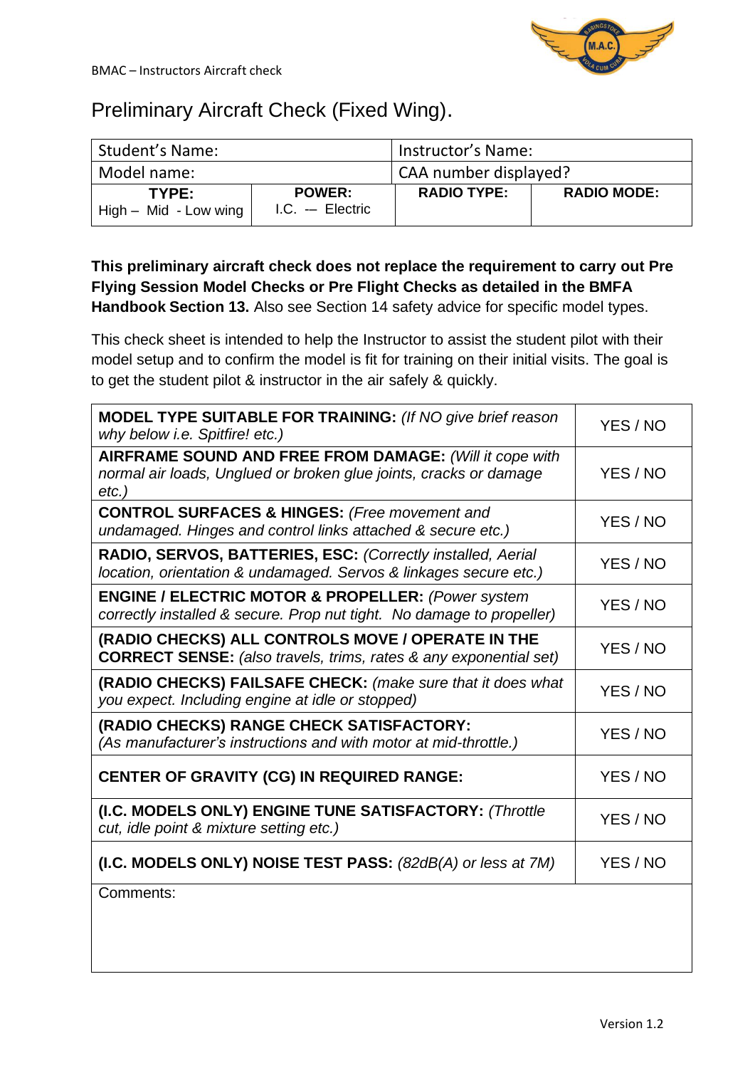BMAC – Instructors Aircraft check

# Preliminary Aircraft Check (Fixed Wing).

| Student's Name: | | Instructor's Name: | |
|---|---|---|---|
| Model name: | | CAA number displayed? | |
| **TYPE:** High – Mid - Low wing | **POWER:** I.C. –- Electric | **RADIO TYPE:** | **RADIO MODE:** |

**This preliminary aircraft check does not replace the requirement to carry out Pre Flying Session Model Checks or Pre Flight Checks as detailed in the BMFA Handbook Section 13.** Also see Section 14 safety advice for specific model types.

This check sheet is intended to help the Instructor to assist the student pilot with their model setup and to confirm the model is fit for training on their initial visits. The goal is to get the student pilot & instructor in the air safely & quickly.

| Check | |
|---|---|
| **MODEL TYPE SUITABLE FOR TRAINING:** *(If NO give brief reason why below i.e. Spitfire! etc.)* | YES / NO |
| **AIRFRAME SOUND AND FREE FROM DAMAGE:** *(Will it cope with normal air loads, Unglued or broken glue joints, cracks or damage etc.)* | YES / NO |
| **CONTROL SURFACES & HINGES:** *(Free movement and undamaged. Hinges and control links attached & secure etc.)* | YES / NO |
| **RADIO, SERVOS, BATTERIES, ESC:** *(Correctly installed, Aerial location, orientation & undamaged. Servos & linkages secure etc.)* | YES / NO |
| **ENGINE / ELECTRIC MOTOR & PROPELLER:** *(Power system correctly installed & secure. Prop nut tight. No damage to propeller)* | YES / NO |
| **(RADIO CHECKS) ALL CONTROLS MOVE / OPERATE IN THE CORRECT SENSE:** *(also travels, trims, rates & any exponential set)* | YES / NO |
| **(RADIO CHECKS) FAILSAFE CHECK:** *(make sure that it does what you expect. Including engine at idle or stopped)* | YES / NO |
| **(RADIO CHECKS) RANGE CHECK SATISFACTORY:** *(As manufacturer's instructions and with motor at mid-throttle.)* | YES / NO |
| **CENTER OF GRAVITY (CG) IN REQUIRED RANGE:** | YES / NO |
| **(I.C. MODELS ONLY) ENGINE TUNE SATISFACTORY:** *(Throttle cut, idle point & mixture setting etc.)* | YES / NO |
| **(I.C. MODELS ONLY) NOISE TEST PASS:** *(82dB(A) or less at 7M)* | YES / NO |

Comments:

Version 1.2